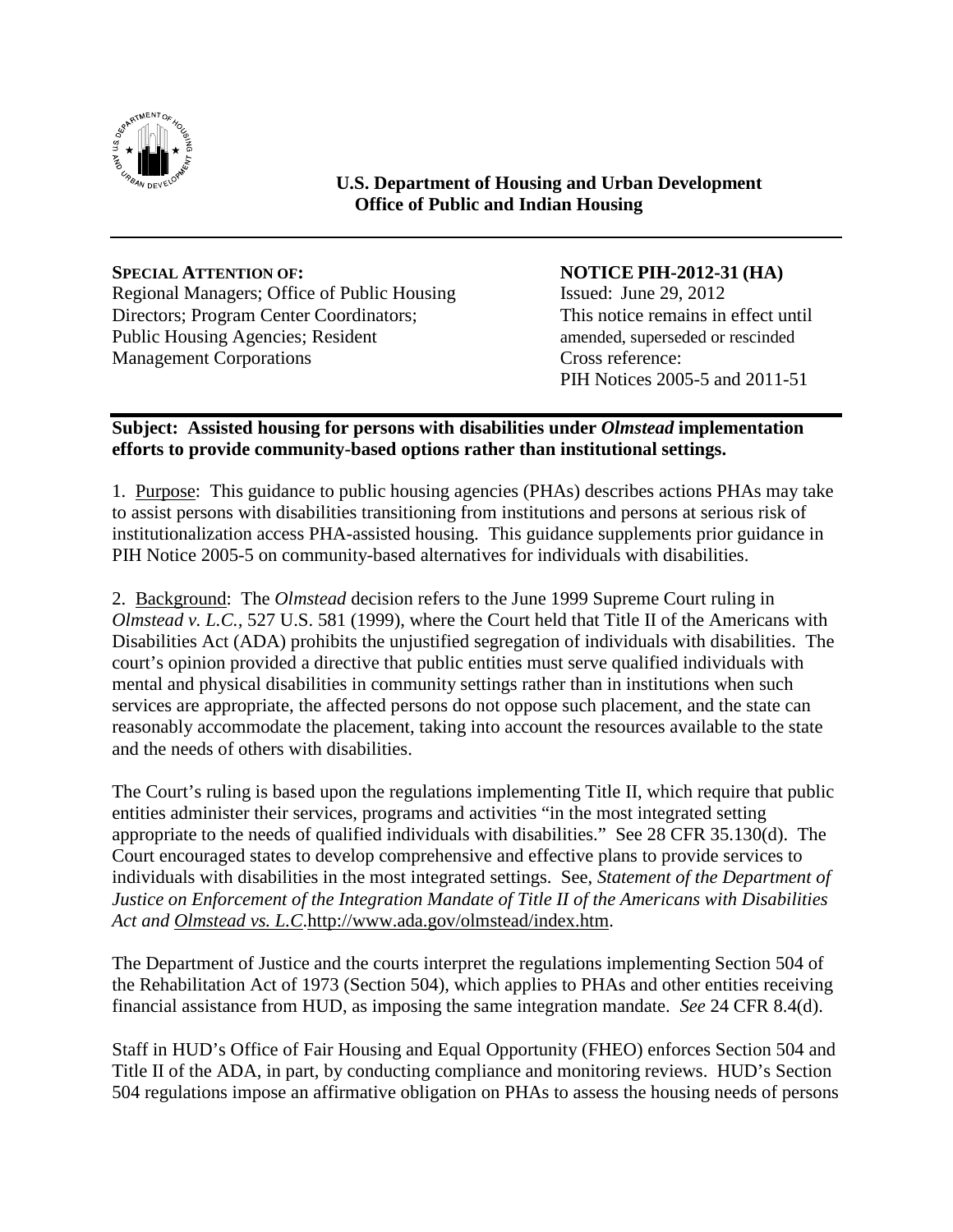**U.S. Department of Housing and Urban Development**
**Office of Public and Indian Housing**

---

**SPECIAL ATTENTION OF:**
Regional Managers; Office of Public Housing Directors; Program Center Coordinators; Public Housing Agencies; Resident Management Corporations

**NOTICE PIH-2012-31 (HA)**
Issued: June 29, 2012
This notice remains in effect until amended, superseded or rescinded
Cross reference:
PIH Notices 2005-5 and 2011-51

---

**Subject: Assisted housing for persons with disabilities under *Olmstead* implementation efforts to provide community-based options rather than institutional settings.**

1. Purpose: This guidance to public housing agencies (PHAs) describes actions PHAs may take to assist persons with disabilities transitioning from institutions and persons at serious risk of institutionalization access PHA-assisted housing. This guidance supplements prior guidance in PIH Notice 2005-5 on community-based alternatives for individuals with disabilities.

2. Background: The *Olmstead* decision refers to the June 1999 Supreme Court ruling in *Olmstead v. L.C.*, 527 U.S. 581 (1999), where the Court held that Title II of the Americans with Disabilities Act (ADA) prohibits the unjustified segregation of individuals with disabilities. The court's opinion provided a directive that public entities must serve qualified individuals with mental and physical disabilities in community settings rather than in institutions when such services are appropriate, the affected persons do not oppose such placement, and the state can reasonably accommodate the placement, taking into account the resources available to the state and the needs of others with disabilities.

The Court's ruling is based upon the regulations implementing Title II, which require that public entities administer their services, programs and activities "in the most integrated setting appropriate to the needs of qualified individuals with disabilities." See 28 CFR 35.130(d). The Court encouraged states to develop comprehensive and effective plans to provide services to individuals with disabilities in the most integrated settings. See, *Statement of the Department of Justice on Enforcement of the Integration Mandate of Title II of the Americans with Disabilities Act and Olmstead vs. L.C.*http://www.ada.gov/olmstead/index.htm.

The Department of Justice and the courts interpret the regulations implementing Section 504 of the Rehabilitation Act of 1973 (Section 504), which applies to PHAs and other entities receiving financial assistance from HUD, as imposing the same integration mandate. *See* 24 CFR 8.4(d).

Staff in HUD's Office of Fair Housing and Equal Opportunity (FHEO) enforces Section 504 and Title II of the ADA, in part, by conducting compliance and monitoring reviews. HUD's Section 504 regulations impose an affirmative obligation on PHAs to assess the housing needs of persons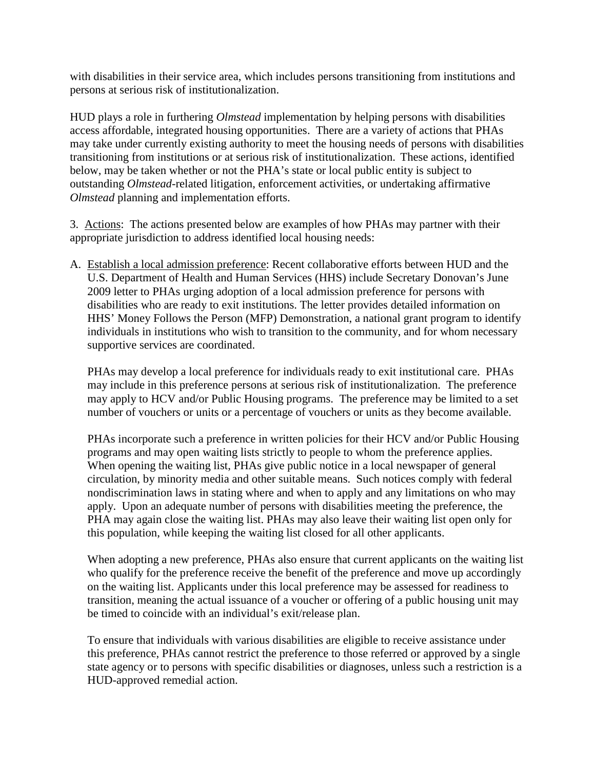with disabilities in their service area, which includes persons transitioning from institutions and persons at serious risk of institutionalization.

HUD plays a role in furthering *Olmstead* implementation by helping persons with disabilities access affordable, integrated housing opportunities. There are a variety of actions that PHAs may take under currently existing authority to meet the housing needs of persons with disabilities transitioning from institutions or at serious risk of institutionalization. These actions, identified below, may be taken whether or not the PHA's state or local public entity is subject to outstanding *Olmstead*-related litigation, enforcement activities, or undertaking affirmative *Olmstead* planning and implementation efforts.

3. Actions: The actions presented below are examples of how PHAs may partner with their appropriate jurisdiction to address identified local housing needs:

A. Establish a local admission preference: Recent collaborative efforts between HUD and the U.S. Department of Health and Human Services (HHS) include Secretary Donovan's June 2009 letter to PHAs urging adoption of a local admission preference for persons with disabilities who are ready to exit institutions. The letter provides detailed information on HHS' Money Follows the Person (MFP) Demonstration, a national grant program to identify individuals in institutions who wish to transition to the community, and for whom necessary supportive services are coordinated.

   PHAs may develop a local preference for individuals ready to exit institutional care. PHAs may include in this preference persons at serious risk of institutionalization. The preference may apply to HCV and/or Public Housing programs. The preference may be limited to a set number of vouchers or units or a percentage of vouchers or units as they become available.

   PHAs incorporate such a preference in written policies for their HCV and/or Public Housing programs and may open waiting lists strictly to people to whom the preference applies. When opening the waiting list, PHAs give public notice in a local newspaper of general circulation, by minority media and other suitable means. Such notices comply with federal nondiscrimination laws in stating where and when to apply and any limitations on who may apply. Upon an adequate number of persons with disabilities meeting the preference, the PHA may again close the waiting list. PHAs may also leave their waiting list open only for this population, while keeping the waiting list closed for all other applicants.

   When adopting a new preference, PHAs also ensure that current applicants on the waiting list who qualify for the preference receive the benefit of the preference and move up accordingly on the waiting list. Applicants under this local preference may be assessed for readiness to transition, meaning the actual issuance of a voucher or offering of a public housing unit may be timed to coincide with an individual's exit/release plan.

   To ensure that individuals with various disabilities are eligible to receive assistance under this preference, PHAs cannot restrict the preference to those referred or approved by a single state agency or to persons with specific disabilities or diagnoses, unless such a restriction is a HUD-approved remedial action.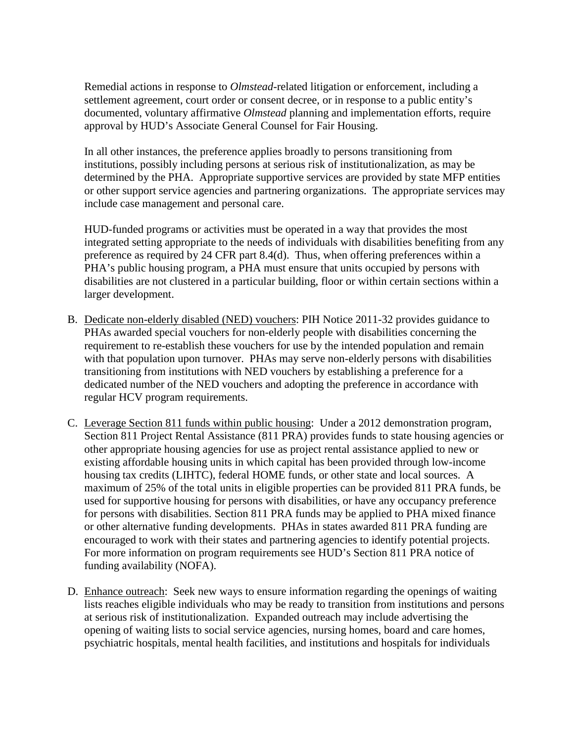Remedial actions in response to *Olmstead*-related litigation or enforcement, including a settlement agreement, court order or consent decree, or in response to a public entity's documented, voluntary affirmative *Olmstead* planning and implementation efforts, require approval by HUD's Associate General Counsel for Fair Housing.

In all other instances, the preference applies broadly to persons transitioning from institutions, possibly including persons at serious risk of institutionalization, as may be determined by the PHA. Appropriate supportive services are provided by state MFP entities or other support service agencies and partnering organizations. The appropriate services may include case management and personal care.

HUD-funded programs or activities must be operated in a way that provides the most integrated setting appropriate to the needs of individuals with disabilities benefiting from any preference as required by 24 CFR part 8.4(d). Thus, when offering preferences within a PHA's public housing program, a PHA must ensure that units occupied by persons with disabilities are not clustered in a particular building, floor or within certain sections within a larger development.

B. <u>Dedicate non-elderly disabled (NED) vouchers</u>: PIH Notice 2011-32 provides guidance to PHAs awarded special vouchers for non-elderly people with disabilities concerning the requirement to re-establish these vouchers for use by the intended population and remain with that population upon turnover. PHAs may serve non-elderly persons with disabilities transitioning from institutions with NED vouchers by establishing a preference for a dedicated number of the NED vouchers and adopting the preference in accordance with regular HCV program requirements.

C. <u>Leverage Section 811 funds within public housing</u>: Under a 2012 demonstration program, Section 811 Project Rental Assistance (811 PRA) provides funds to state housing agencies or other appropriate housing agencies for use as project rental assistance applied to new or existing affordable housing units in which capital has been provided through low-income housing tax credits (LIHTC), federal HOME funds, or other state and local sources. A maximum of 25% of the total units in eligible properties can be provided 811 PRA funds, be used for supportive housing for persons with disabilities, or have any occupancy preference for persons with disabilities. Section 811 PRA funds may be applied to PHA mixed finance or other alternative funding developments. PHAs in states awarded 811 PRA funding are encouraged to work with their states and partnering agencies to identify potential projects. For more information on program requirements see HUD's Section 811 PRA notice of funding availability (NOFA).

D. <u>Enhance outreach</u>: Seek new ways to ensure information regarding the openings of waiting lists reaches eligible individuals who may be ready to transition from institutions and persons at serious risk of institutionalization. Expanded outreach may include advertising the opening of waiting lists to social service agencies, nursing homes, board and care homes, psychiatric hospitals, mental health facilities, and institutions and hospitals for individuals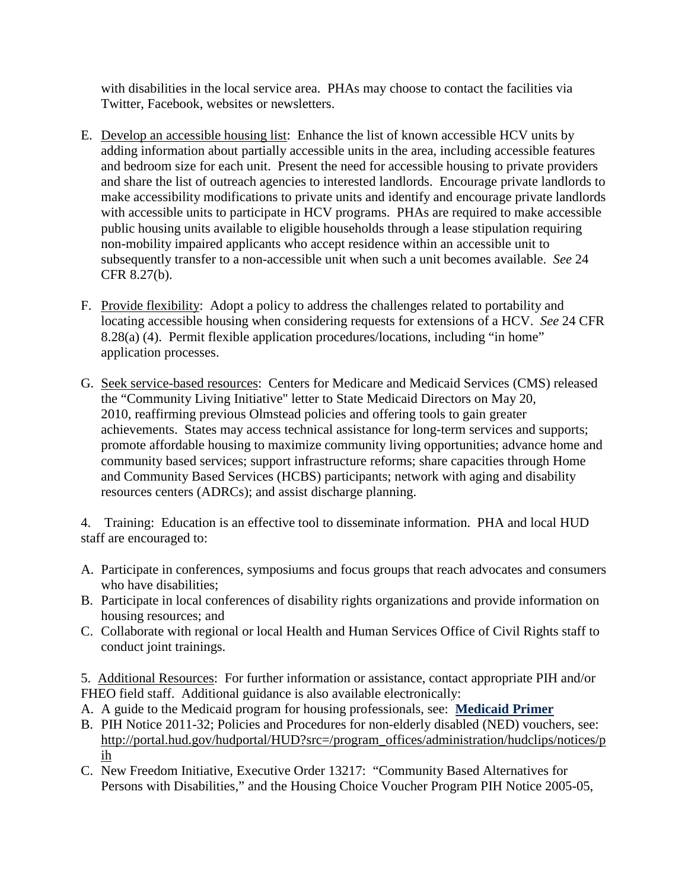with disabilities in the local service area. PHAs may choose to contact the facilities via Twitter, Facebook, websites or newsletters.

E. Develop an accessible housing list: Enhance the list of known accessible HCV units by adding information about partially accessible units in the area, including accessible features and bedroom size for each unit. Present the need for accessible housing to private providers and share the list of outreach agencies to interested landlords. Encourage private landlords to make accessibility modifications to private units and identify and encourage private landlords with accessible units to participate in HCV programs. PHAs are required to make accessible public housing units available to eligible households through a lease stipulation requiring non-mobility impaired applicants who accept residence within an accessible unit to subsequently transfer to a non-accessible unit when such a unit becomes available. *See* 24 CFR 8.27(b).

F. Provide flexibility: Adopt a policy to address the challenges related to portability and locating accessible housing when considering requests for extensions of a HCV. *See* 24 CFR 8.28(a) (4). Permit flexible application procedures/locations, including "in home" application processes.

G. Seek service-based resources: Centers for Medicare and Medicaid Services (CMS) released the "Community Living Initiative" letter to State Medicaid Directors on May 20, 2010, reaffirming previous Olmstead policies and offering tools to gain greater achievements. States may access technical assistance for long-term services and supports; promote affordable housing to maximize community living opportunities; advance home and community based services; support infrastructure reforms; share capacities through Home and Community Based Services (HCBS) participants; network with aging and disability resources centers (ADRCs); and assist discharge planning.

4. Training: Education is an effective tool to disseminate information. PHA and local HUD staff are encouraged to:

A. Participate in conferences, symposiums and focus groups that reach advocates and consumers who have disabilities;
B. Participate in local conferences of disability rights organizations and provide information on housing resources; and
C. Collaborate with regional or local Health and Human Services Office of Civil Rights staff to conduct joint trainings.

5. Additional Resources: For further information or assistance, contact appropriate PIH and/or FHEO field staff. Additional guidance is also available electronically:

A. A guide to the Medicaid program for housing professionals, see: **Medicaid Primer**
B. PIH Notice 2011-32; Policies and Procedures for non-elderly disabled (NED) vouchers, see: http://portal.hud.gov/hudportal/HUD?src=/program_offices/administration/hudclips/notices/pih
C. New Freedom Initiative, Executive Order 13217: "Community Based Alternatives for Persons with Disabilities," and the Housing Choice Voucher Program PIH Notice 2005-05,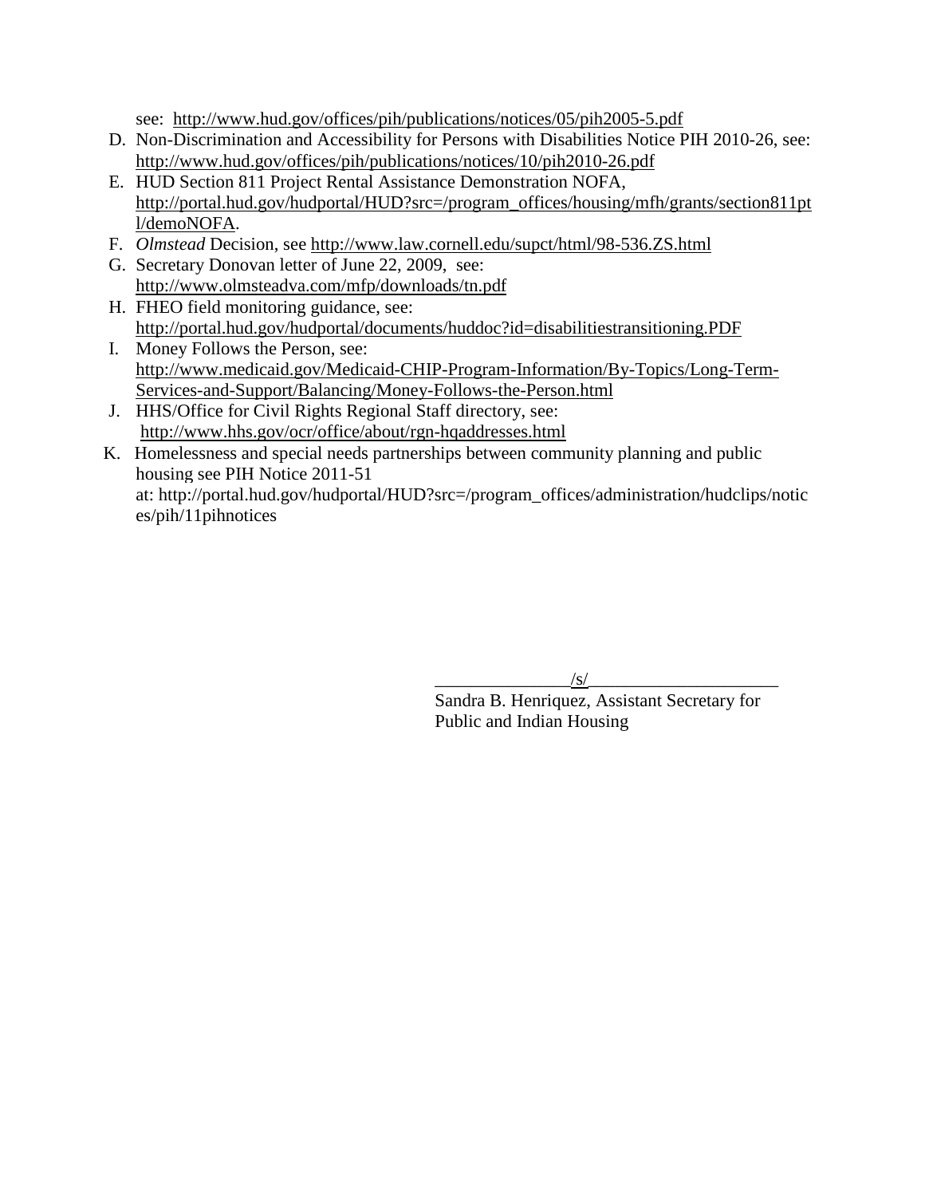see: http://www.hud.gov/offices/pih/publications/notices/05/pih2005-5.pdf

D. Non-Discrimination and Accessibility for Persons with Disabilities Notice PIH 2010-26, see: http://www.hud.gov/offices/pih/publications/notices/10/pih2010-26.pdf
E. HUD Section 811 Project Rental Assistance Demonstration NOFA, http://portal.hud.gov/hudportal/HUD?src=/program_offices/housing/mfh/grants/section811ptl/demoNOFA.
F. *Olmstead* Decision, see http://www.law.cornell.edu/supct/html/98-536.ZS.html
G. Secretary Donovan letter of June 22, 2009, see: http://www.olmsteadva.com/mfp/downloads/tn.pdf
H. FHEO field monitoring guidance, see: http://portal.hud.gov/hudportal/documents/huddoc?id=disabilitiestransitioning.PDF
I. Money Follows the Person, see: http://www.medicaid.gov/Medicaid-CHIP-Program-Information/By-Topics/Long-Term-Services-and-Support/Balancing/Money-Follows-the-Person.html
J. HHS/Office for Civil Rights Regional Staff directory, see: http://www.hhs.gov/ocr/office/about/rgn-hqaddresses.html
K. Homelessness and special needs partnerships between community planning and public housing see PIH Notice 2011-51 at: http://portal.hud.gov/hudportal/HUD?src=/program_offices/administration/hudclips/notices/pih/11pihnotices

_______________/s/_____________________

Sandra B. Henriquez, Assistant Secretary for Public and Indian Housing